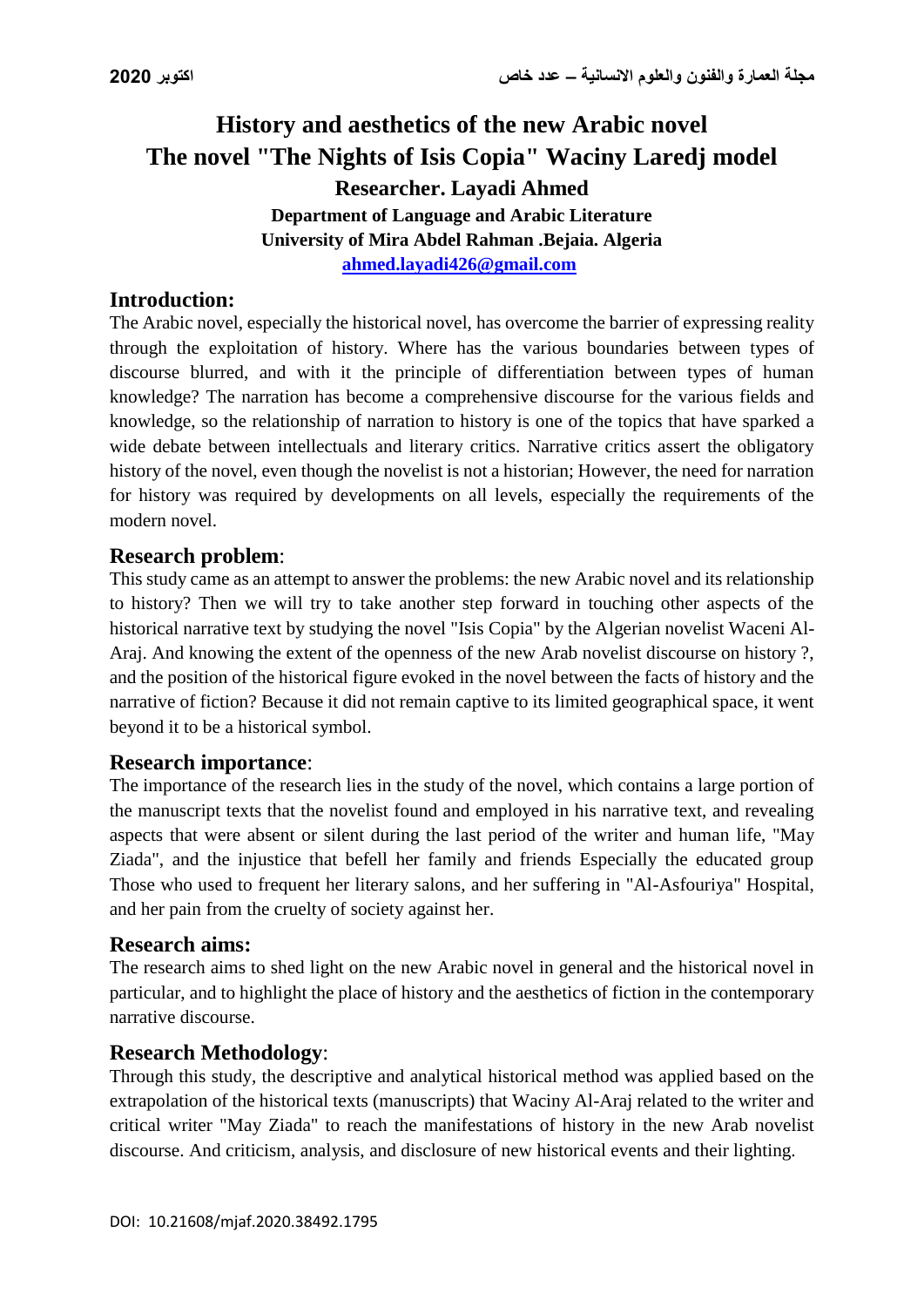# History and aesthetics of the new Arabic novel
# The novel "The Nights of Isis Copia" Waciny Laredj model

**Researcher. Layadi Ahmed**

**Department of Language and Arabic Literature**

**University of Mira Abdel Rahman .Bejaia. Algeria**

**ahmed.layadi426@gmail.com**

## Introduction:

The Arabic novel, especially the historical novel, has overcome the barrier of expressing reality through the exploitation of history. Where has the various boundaries between types of discourse blurred, and with it the principle of differentiation between types of human knowledge? The narration has become a comprehensive discourse for the various fields and knowledge, so the relationship of narration to history is one of the topics that have sparked a wide debate between intellectuals and literary critics. Narrative critics assert the obligatory history of the novel, even though the novelist is not a historian; However, the need for narration for history was required by developments on all levels, especially the requirements of the modern novel.

## Research problem:

This study came as an attempt to answer the problems: the new Arabic novel and its relationship to history? Then we will try to take another step forward in touching other aspects of the historical narrative text by studying the novel "Isis Copia" by the Algerian novelist Waceni Al-Araj. And knowing the extent of the openness of the new Arab novelist discourse on history ?, and the position of the historical figure evoked in the novel between the facts of history and the narrative of fiction? Because it did not remain captive to its limited geographical space, it went beyond it to be a historical symbol.

## Research importance:

The importance of the research lies in the study of the novel, which contains a large portion of the manuscript texts that the novelist found and employed in his narrative text, and revealing aspects that were absent or silent during the last period of the writer and human life, "May Ziada", and the injustice that befell her family and friends Especially the educated group Those who used to frequent her literary salons, and her suffering in "Al-Asfouriya" Hospital, and her pain from the cruelty of society against her.

## Research aims:

The research aims to shed light on the new Arabic novel in general and the historical novel in particular, and to highlight the place of history and the aesthetics of fiction in the contemporary narrative discourse.

## Research Methodology:

Through this study, the descriptive and analytical historical method was applied based on the extrapolation of the historical texts (manuscripts) that Waciny Al-Araj related to the writer and critical writer "May Ziada" to reach the manifestations of history in the new Arab novelist discourse. And criticism, analysis, and disclosure of new historical events and their lighting.

DOI: 10.21608/mjaf.2020.38492.1795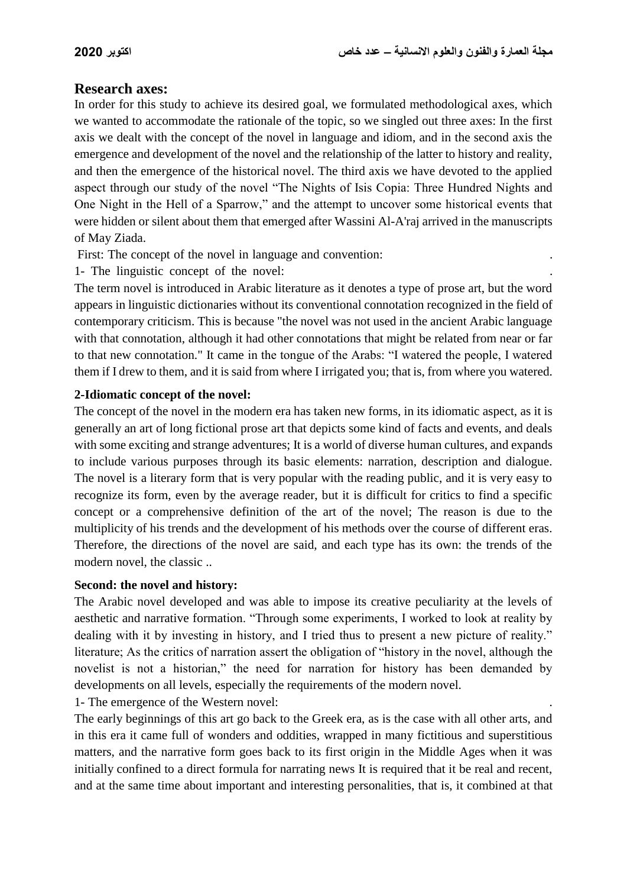## Research axes:

In order for this study to achieve its desired goal, we formulated methodological axes, which we wanted to accommodate the rationale of the topic, so we singled out three axes: In the first axis we dealt with the concept of the novel in language and idiom, and in the second axis the emergence and development of the novel and the relationship of the latter to history and reality, and then the emergence of the historical novel. The third axis we have devoted to the applied aspect through our study of the novel "The Nights of Isis Copia: Three Hundred Nights and One Night in the Hell of a Sparrow," and the attempt to uncover some historical events that were hidden or silent about them that emerged after Wassini Al-A'raj arrived in the manuscripts of May Ziada.

First: The concept of the novel in language and convention: .

1- The linguistic concept of the novel: .

The term novel is introduced in Arabic literature as it denotes a type of prose art, but the word appears in linguistic dictionaries without its conventional connotation recognized in the field of contemporary criticism. This is because "the novel was not used in the ancient Arabic language with that connotation, although it had other connotations that might be related from near or far to that new connotation." It came in the tongue of the Arabs: "I watered the people, I watered them if I drew to them, and it is said from where I irrigated you; that is, from where you watered.

**2-Idiomatic concept of the novel:**

The concept of the novel in the modern era has taken new forms, in its idiomatic aspect, as it is generally an art of long fictional prose art that depicts some kind of facts and events, and deals with some exciting and strange adventures; It is a world of diverse human cultures, and expands to include various purposes through its basic elements: narration, description and dialogue. The novel is a literary form that is very popular with the reading public, and it is very easy to recognize its form, even by the average reader, but it is difficult for critics to find a specific concept or a comprehensive definition of the art of the novel; The reason is due to the multiplicity of his trends and the development of his methods over the course of different eras. Therefore, the directions of the novel are said, and each type has its own: the trends of the modern novel, the classic ..

**Second: the novel and history:**

The Arabic novel developed and was able to impose its creative peculiarity at the levels of aesthetic and narrative formation. "Through some experiments, I worked to look at reality by dealing with it by investing in history, and I tried thus to present a new picture of reality." literature; As the critics of narration assert the obligation of "history in the novel, although the novelist is not a historian," the need for narration for history has been demanded by developments on all levels, especially the requirements of the modern novel.

1- The emergence of the Western novel: .

The early beginnings of this art go back to the Greek era, as is the case with all other arts, and in this era it came full of wonders and oddities, wrapped in many fictitious and superstitious matters, and the narrative form goes back to its first origin in the Middle Ages when it was initially confined to a direct formula for narrating news It is required that it be real and recent, and at the same time about important and interesting personalities, that is, it combined at that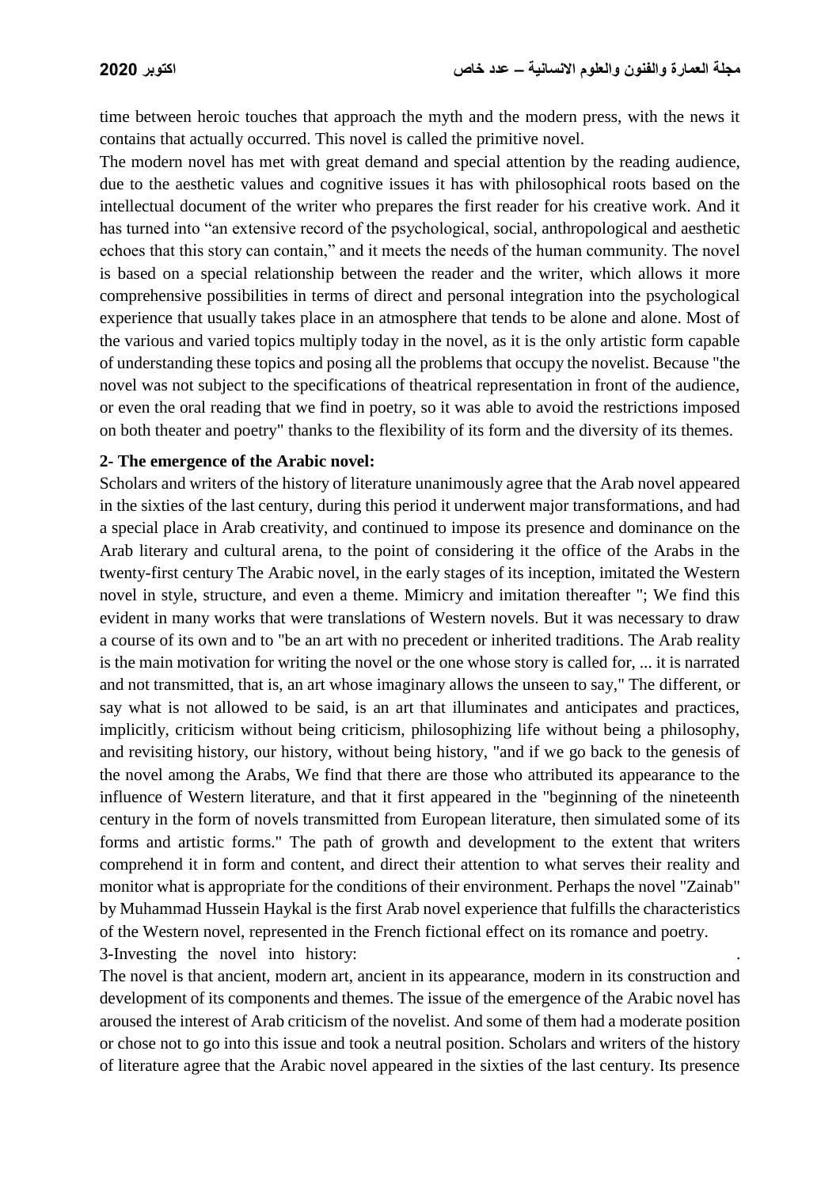time between heroic touches that approach the myth and the modern press, with the news it contains that actually occurred. This novel is called the primitive novel.

The modern novel has met with great demand and special attention by the reading audience, due to the aesthetic values and cognitive issues it has with philosophical roots based on the intellectual document of the writer who prepares the first reader for his creative work. And it has turned into "an extensive record of the psychological, social, anthropological and aesthetic echoes that this story can contain," and it meets the needs of the human community. The novel is based on a special relationship between the reader and the writer, which allows it more comprehensive possibilities in terms of direct and personal integration into the psychological experience that usually takes place in an atmosphere that tends to be alone and alone. Most of the various and varied topics multiply today in the novel, as it is the only artistic form capable of understanding these topics and posing all the problems that occupy the novelist. Because "the novel was not subject to the specifications of theatrical representation in front of the audience, or even the oral reading that we find in poetry, so it was able to avoid the restrictions imposed on both theater and poetry" thanks to the flexibility of its form and the diversity of its themes.

**2- The emergence of the Arabic novel:**

Scholars and writers of the history of literature unanimously agree that the Arab novel appeared in the sixties of the last century, during this period it underwent major transformations, and had a special place in Arab creativity, and continued to impose its presence and dominance on the Arab literary and cultural arena, to the point of considering it the office of the Arabs in the twenty-first century The Arabic novel, in the early stages of its inception, imitated the Western novel in style, structure, and even a theme. Mimicry and imitation thereafter "; We find this evident in many works that were translations of Western novels. But it was necessary to draw a course of its own and to "be an art with no precedent or inherited traditions. The Arab reality is the main motivation for writing the novel or the one whose story is called for, ... it is narrated and not transmitted, that is, an art whose imaginary allows the unseen to say," The different, or say what is not allowed to be said, is an art that illuminates and anticipates and practices, implicitly, criticism without being criticism, philosophizing life without being a philosophy, and revisiting history, our history, without being history, "and if we go back to the genesis of the novel among the Arabs, We find that there are those who attributed its appearance to the influence of Western literature, and that it first appeared in the "beginning of the nineteenth century in the form of novels transmitted from European literature, then simulated some of its forms and artistic forms." The path of growth and development to the extent that writers comprehend it in form and content, and direct their attention to what serves their reality and monitor what is appropriate for the conditions of their environment. Perhaps the novel "Zainab" by Muhammad Hussein Haykal is the first Arab novel experience that fulfills the characteristics of the Western novel, represented in the French fictional effect on its romance and poetry.

3-Investing the novel into history: .

The novel is that ancient, modern art, ancient in its appearance, modern in its construction and development of its components and themes. The issue of the emergence of the Arabic novel has aroused the interest of Arab criticism of the novelist. And some of them had a moderate position or chose not to go into this issue and took a neutral position. Scholars and writers of the history of literature agree that the Arabic novel appeared in the sixties of the last century. Its presence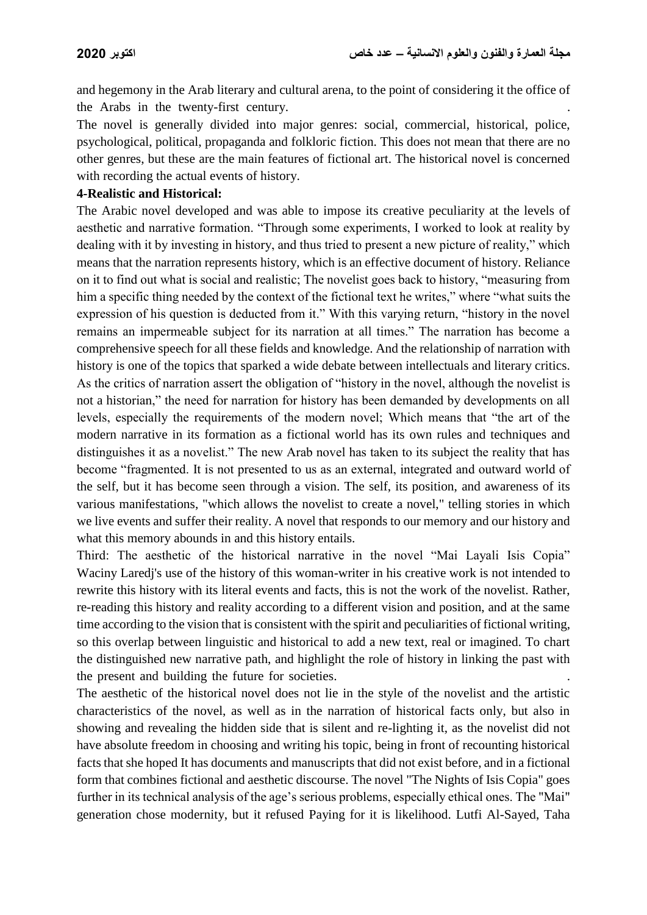and hegemony in the Arab literary and cultural arena, to the point of considering it the office of the Arabs in the twenty-first century.

The novel is generally divided into major genres: social, commercial, historical, police, psychological, political, propaganda and folkloric fiction. This does not mean that there are no other genres, but these are the main features of fictional art. The historical novel is concerned with recording the actual events of history.

**4-Realistic and Historical:**

The Arabic novel developed and was able to impose its creative peculiarity at the levels of aesthetic and narrative formation. "Through some experiments, I worked to look at reality by dealing with it by investing in history, and thus tried to present a new picture of reality," which means that the narration represents history, which is an effective document of history. Reliance on it to find out what is social and realistic; The novelist goes back to history, "measuring from him a specific thing needed by the context of the fictional text he writes," where "what suits the expression of his question is deducted from it." With this varying return, "history in the novel remains an impermeable subject for its narration at all times." The narration has become a comprehensive speech for all these fields and knowledge. And the relationship of narration with history is one of the topics that sparked a wide debate between intellectuals and literary critics. As the critics of narration assert the obligation of "history in the novel, although the novelist is not a historian," the need for narration for history has been demanded by developments on all levels, especially the requirements of the modern novel; Which means that "the art of the modern narrative in its formation as a fictional world has its own rules and techniques and distinguishes it as a novelist." The new Arab novel has taken to its subject the reality that has become "fragmented. It is not presented to us as an external, integrated and outward world of the self, but it has become seen through a vision. The self, its position, and awareness of its various manifestations, "which allows the novelist to create a novel," telling stories in which we live events and suffer their reality. A novel that responds to our memory and our history and what this memory abounds in and this history entails.

Third: The aesthetic of the historical narrative in the novel "Mai Layali Isis Copia" Waciny Laredj's use of the history of this woman-writer in his creative work is not intended to rewrite this history with its literal events and facts, this is not the work of the novelist. Rather, re-reading this history and reality according to a different vision and position, and at the same time according to the vision that is consistent with the spirit and peculiarities of fictional writing, so this overlap between linguistic and historical to add a new text, real or imagined. To chart the distinguished new narrative path, and highlight the role of history in linking the past with the present and building the future for societies.

The aesthetic of the historical novel does not lie in the style of the novelist and the artistic characteristics of the novel, as well as in the narration of historical facts only, but also in showing and revealing the hidden side that is silent and re-lighting it, as the novelist did not have absolute freedom in choosing and writing his topic, being in front of recounting historical facts that she hoped It has documents and manuscripts that did not exist before, and in a fictional form that combines fictional and aesthetic discourse. The novel "The Nights of Isis Copia" goes further in its technical analysis of the age's serious problems, especially ethical ones. The "Mai" generation chose modernity, but it refused Paying for it is likelihood. Lutfi Al-Sayed, Taha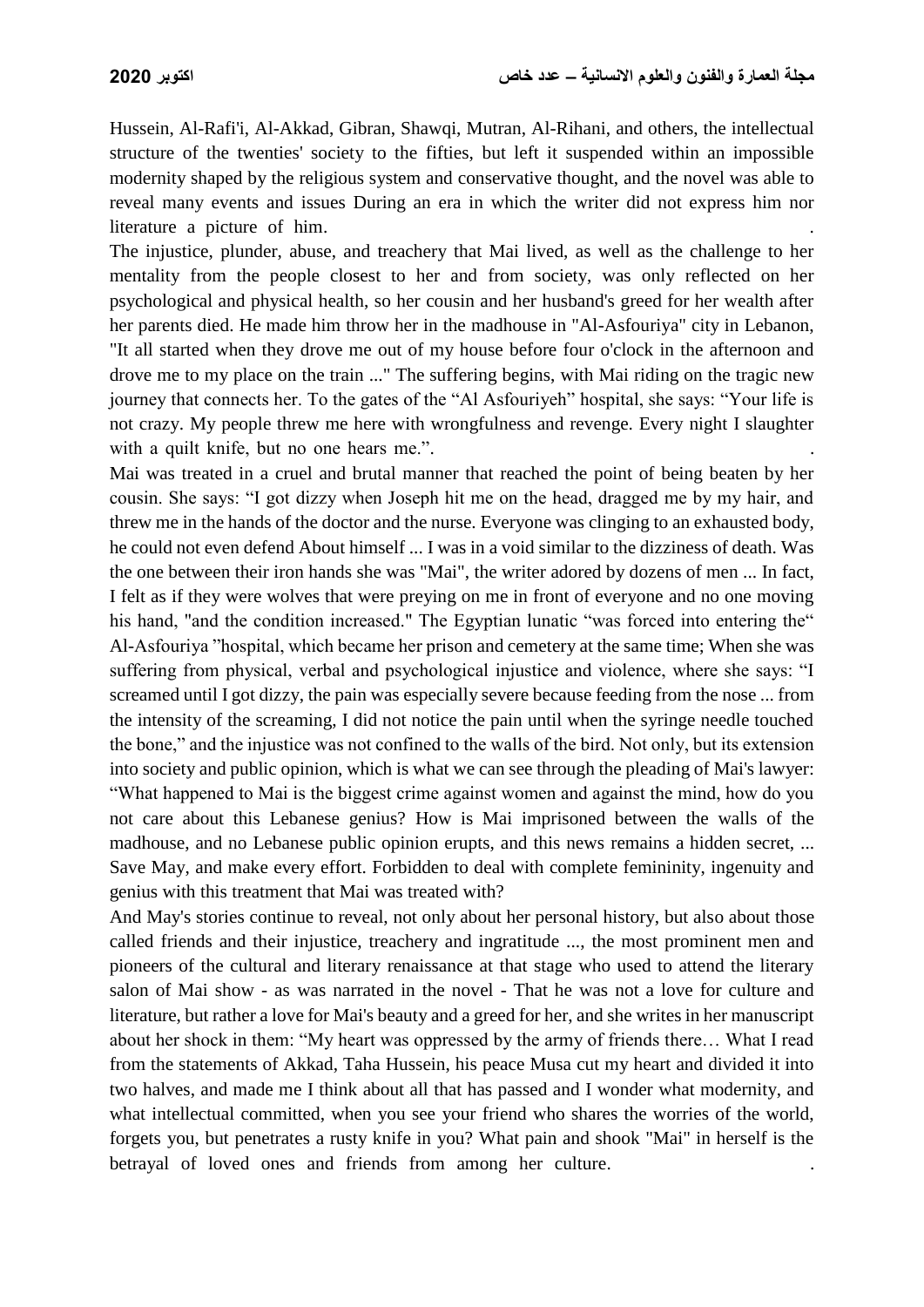Hussein, Al-Rafi'i, Al-Akkad, Gibran, Shawqi, Mutran, Al-Rihani, and others, the intellectual structure of the twenties' society to the fifties, but left it suspended within an impossible modernity shaped by the religious system and conservative thought, and the novel was able to reveal many events and issues During an era in which the writer did not express him nor literature a picture of him.

The injustice, plunder, abuse, and treachery that Mai lived, as well as the challenge to her mentality from the people closest to her and from society, was only reflected on her psychological and physical health, so her cousin and her husband's greed for her wealth after her parents died. He made him throw her in the madhouse in "Al-Asfouriya" city in Lebanon, "It all started when they drove me out of my house before four o'clock in the afternoon and drove me to my place on the train ..." The suffering begins, with Mai riding on the tragic new journey that connects her. To the gates of the "Al Asfouriyeh" hospital, she says: "Your life is not crazy. My people threw me here with wrongfulness and revenge. Every night I slaughter with a quilt knife, but no one hears me.".

Mai was treated in a cruel and brutal manner that reached the point of being beaten by her cousin. She says: "I got dizzy when Joseph hit me on the head, dragged me by my hair, and threw me in the hands of the doctor and the nurse. Everyone was clinging to an exhausted body, he could not even defend About himself ... I was in a void similar to the dizziness of death. Was the one between their iron hands she was "Mai", the writer adored by dozens of men ... In fact, I felt as if they were wolves that were preying on me in front of everyone and no one moving his hand, "and the condition increased." The Egyptian lunatic "was forced into entering the" Al-Asfouriya "hospital, which became her prison and cemetery at the same time; When she was suffering from physical, verbal and psychological injustice and violence, where she says: "I screamed until I got dizzy, the pain was especially severe because feeding from the nose ... from the intensity of the screaming, I did not notice the pain until when the syringe needle touched the bone," and the injustice was not confined to the walls of the bird. Not only, but its extension into society and public opinion, which is what we can see through the pleading of Mai's lawyer: "What happened to Mai is the biggest crime against women and against the mind, how do you not care about this Lebanese genius? How is Mai imprisoned between the walls of the madhouse, and no Lebanese public opinion erupts, and this news remains a hidden secret, ... Save May, and make every effort. Forbidden to deal with complete femininity, ingenuity and genius with this treatment that Mai was treated with?

And May's stories continue to reveal, not only about her personal history, but also about those called friends and their injustice, treachery and ingratitude ..., the most prominent men and pioneers of the cultural and literary renaissance at that stage who used to attend the literary salon of Mai show - as was narrated in the novel - That he was not a love for culture and literature, but rather a love for Mai's beauty and a greed for her, and she writes in her manuscript about her shock in them: "My heart was oppressed by the army of friends there… What I read from the statements of Akkad, Taha Hussein, his peace Musa cut my heart and divided it into two halves, and made me I think about all that has passed and I wonder what modernity, and what intellectual committed, when you see your friend who shares the worries of the world, forgets you, but penetrates a rusty knife in you? What pain and shook "Mai" in herself is the betrayal of loved ones and friends from among her culture.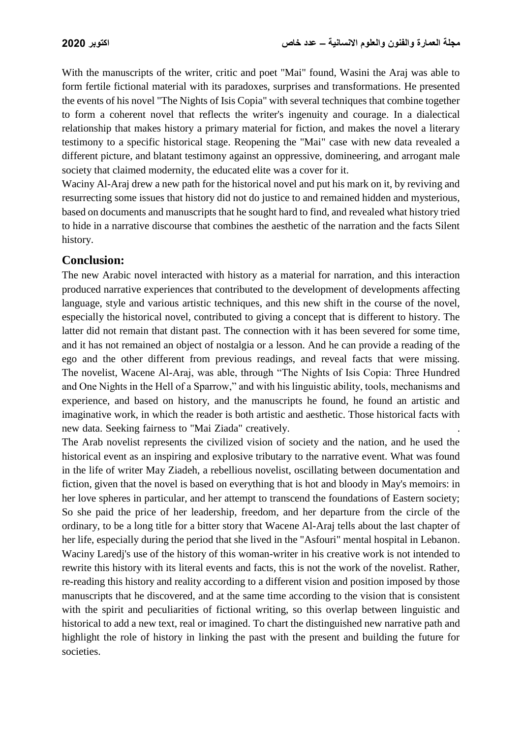With the manuscripts of the writer, critic and poet "Mai" found, Wasini the Araj was able to form fertile fictional material with its paradoxes, surprises and transformations. He presented the events of his novel "The Nights of Isis Copia" with several techniques that combine together to form a coherent novel that reflects the writer's ingenuity and courage. In a dialectical relationship that makes history a primary material for fiction, and makes the novel a literary testimony to a specific historical stage. Reopening the "Mai" case with new data revealed a different picture, and blatant testimony against an oppressive, domineering, and arrogant male society that claimed modernity, the educated elite was a cover for it.

Waciny Al-Araj drew a new path for the historical novel and put his mark on it, by reviving and resurrecting some issues that history did not do justice to and remained hidden and mysterious, based on documents and manuscripts that he sought hard to find, and revealed what history tried to hide in a narrative discourse that combines the aesthetic of the narration and the facts Silent history.

## Conclusion:

The new Arabic novel interacted with history as a material for narration, and this interaction produced narrative experiences that contributed to the development of developments affecting language, style and various artistic techniques, and this new shift in the course of the novel, especially the historical novel, contributed to giving a concept that is different to history. The latter did not remain that distant past. The connection with it has been severed for some time, and it has not remained an object of nostalgia or a lesson. And he can provide a reading of the ego and the other different from previous readings, and reveal facts that were missing. The novelist, Wacene Al-Araj, was able, through "The Nights of Isis Copia: Three Hundred and One Nights in the Hell of a Sparrow," and with his linguistic ability, tools, mechanisms and experience, and based on history, and the manuscripts he found, he found an artistic and imaginative work, in which the reader is both artistic and aesthetic. Those historical facts with new data. Seeking fairness to "Mai Ziada" creatively.                                                              .

The Arab novelist represents the civilized vision of society and the nation, and he used the historical event as an inspiring and explosive tributary to the narrative event. What was found in the life of writer May Ziadeh, a rebellious novelist, oscillating between documentation and fiction, given that the novel is based on everything that is hot and bloody in May's memoirs: in her love spheres in particular, and her attempt to transcend the foundations of Eastern society; So she paid the price of her leadership, freedom, and her departure from the circle of the ordinary, to be a long title for a bitter story that Wacene Al-Araj tells about the last chapter of her life, especially during the period that she lived in the "Asfouri" mental hospital in Lebanon. Waciny Laredj's use of the history of this woman-writer in his creative work is not intended to rewrite this history with its literal events and facts, this is not the work of the novelist. Rather, re-reading this history and reality according to a different vision and position imposed by those manuscripts that he discovered, and at the same time according to the vision that is consistent with the spirit and peculiarities of fictional writing, so this overlap between linguistic and historical to add a new text, real or imagined. To chart the distinguished new narrative path and highlight the role of history in linking the past with the present and building the future for societies.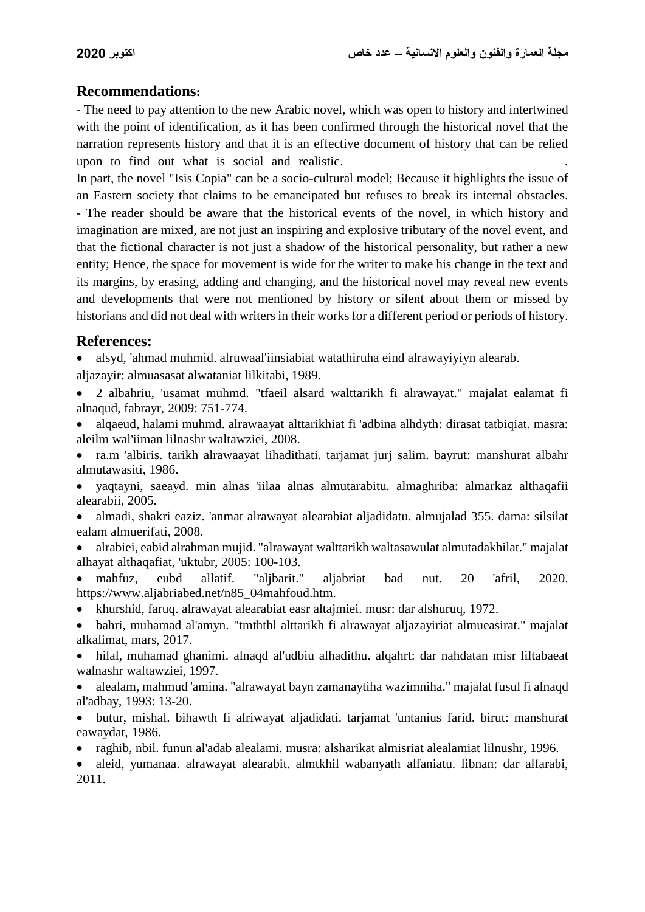## Recommendations:

- The need to pay attention to the new Arabic novel, which was open to history and intertwined with the point of identification, as it has been confirmed through the historical novel that the narration represents history and that it is an effective document of history that can be relied upon to find out what is social and realistic. .

In part, the novel "Isis Copia" can be a socio-cultural model; Because it highlights the issue of an Eastern society that claims to be emancipated but refuses to break its internal obstacles.

- The reader should be aware that the historical events of the novel, in which history and imagination are mixed, are not just an inspiring and explosive tributary of the novel event, and that the fictional character is not just a shadow of the historical personality, but rather a new entity; Hence, the space for movement is wide for the writer to make his change in the text and its margins, by erasing, adding and changing, and the historical novel may reveal new events and developments that were not mentioned by history or silent about them or missed by historians and did not deal with writers in their works for a different period or periods of history.

## References:

- alsyd, 'ahmad muhmid. alruwaal'iinsiabiat watathiruha eind alrawayiyiyn alearab. aljazayir: almuasasat alwataniat lilkitabi, 1989.
- 2 albahriu, 'usamat muhmd. "tfaeil alsard walttarikh fi alrawayat." majalat ealamat fi alnaqud, fabrayr, 2009: 751-774.
- alqaeud, halami muhmd. alrawaayat alttarikhiat fi 'adbina alhdyth: dirasat tatbiqiat. masra: aleilm wal'iiman lilnashr waltawziei, 2008.
- ra.m 'albiris. tarikh alrawaayat lihadithati. tarjamat jurj salim. bayrut: manshurat albahr almutawasiti, 1986.
- yaqtayni, saeayd. min alnas 'iilaa alnas almutarabitu. almaghriba: almarkaz althaqafii alearabii, 2005.
- almadi, shakri eaziz. 'anmat alrawayat alearabiat aljadidatu. almujalad 355. dama: silsilat ealam almuerifati, 2008.
- alrabiei, eabid alrahman mujid. "alrawayat walttarikh waltasawulat almutadakhilat." majalat alhayat althaqafiat, 'uktubr, 2005: 100-103.
- mahfuz, eubd allatif. "aljbarit." aljabriat bad nut. 20 'afril, 2020. https://www.aljabriabed.net/n85_04mahfoud.htm.
- khurshid, faruq. alrawayat alearabiat easr altajmiei. musr: dar alshuruq, 1972.
- bahri, muhamad al'amyn. "tmththl alttarikh fi alrawayat aljazayiriat almueasirat." majalat alkalimat, mars, 2017.
- hilal, muhamad ghanimi. alnaqd al'udbiu alhadithu. alqahrt: dar nahdatan misr liltabaeat walnashr waltawziei, 1997.
- alealam, mahmud 'amina. "alrawayat bayn zamanaytiha wazimniha." majalat fusul fi alnaqd al'adbay, 1993: 13-20.
- butur, mishal. bihawth fi alriwayat aljadidati. tarjamat 'untanius farid. birut: manshurat eawaydat, 1986.
- raghib, nbil. funun al'adab alealami. musra: alsharikat almisriat alealamiat lilnushr, 1996.
- aleid, yumanaa. alrawayat alearabit. almtkhil wabanyath alfaniatu. libnan: dar alfarabi, 2011.